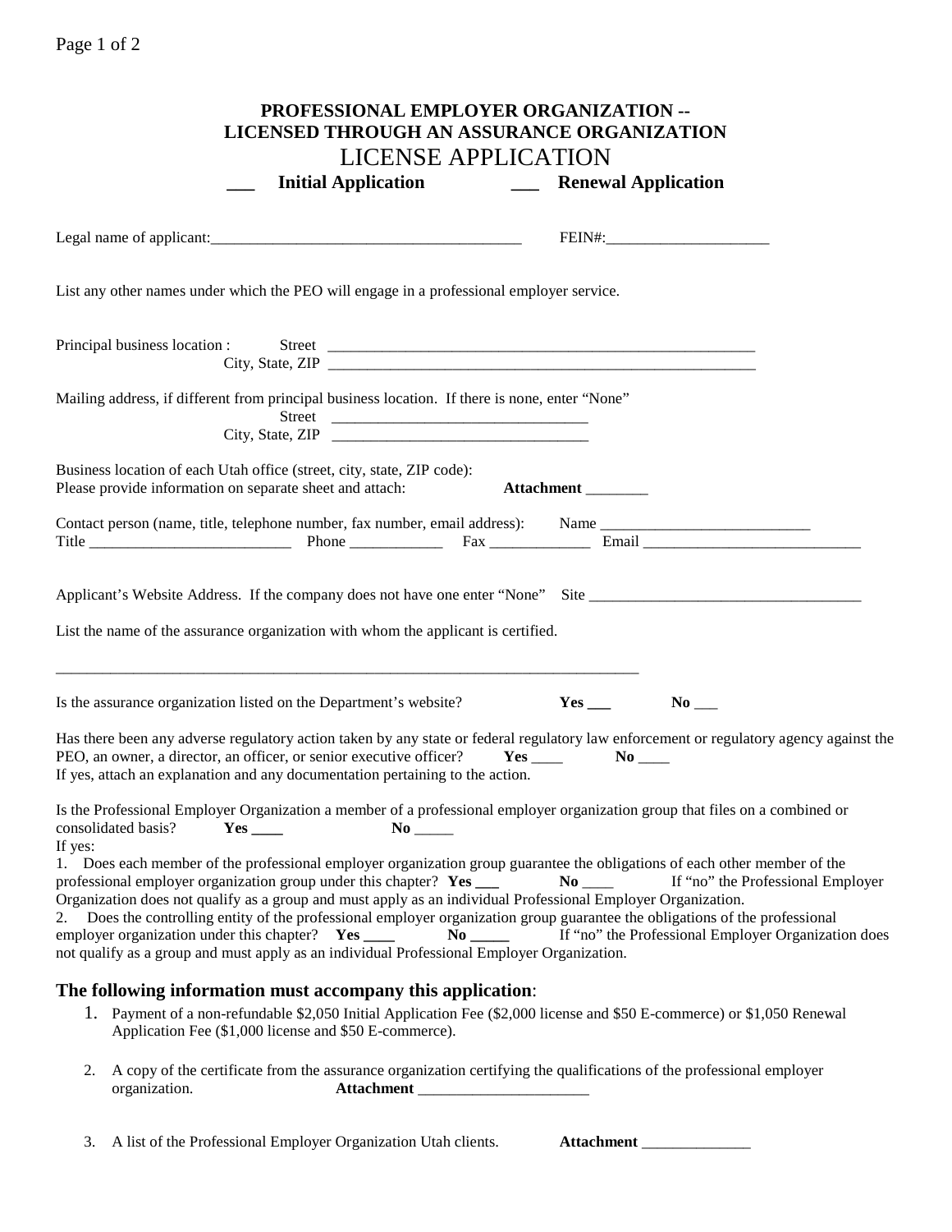# PROFESSIONAL EMPLOYER ORGANIZATION -- LICENSED THROUGH AN ASSURANCE ORGANIZATION

## LICENSE APPLICATION

**___ Initial Application** **___ Renewal Application**

Legal name of applicant:________________________________________ FEIN#:_____________________

List any other names under which the PEO will engage in a professional employer service.

Principal business location : Street ________________________________________________________
City, State, ZIP ________________________________________________________

Mailing address, if different from principal business location. If there is none, enter "None"
Street _________________________________
City, State, ZIP _________________________________

Business location of each Utah office (street, city, state, ZIP code):
Please provide information on separate sheet and attach: **Attachment** ________

Contact person (name, title, telephone number, fax number, email address): Name ___________________________
Title __________________________ Phone ____________ Fax _____________ Email ____________________________

Applicant's Website Address. If the company does not have one enter "None" Site ____________________________________

List the name of the assurance organization with whom the applicant is certified.

_____________________________________________________________________________

Is the assurance organization listed on the Department's website? **Yes ___** **No** ___

Has there been any adverse regulatory action taken by any state or federal regulatory law enforcement or regulatory agency against the PEO, an owner, a director, an officer, or senior executive officer? **Yes** ____ **No** ____
If yes, attach an explanation and any documentation pertaining to the action.

Is the Professional Employer Organization a member of a professional employer organization group that files on a combined or consolidated basis? **Yes ____** **No** _____
If yes:

1. Does each member of the professional employer organization group guarantee the obligations of each other member of the professional employer organization group under this chapter? **Yes ___** **No** ____ If "no" the Professional Employer Organization does not qualify as a group and must apply as an individual Professional Employer Organization.
2. Does the controlling entity of the professional employer organization group guarantee the obligations of the professional employer organization under this chapter? **Yes ____** **No _____** If "no" the Professional Employer Organization does not qualify as a group and must apply as an individual Professional Employer Organization.

### The following information must accompany this application:

1. Payment of a non-refundable $2,050 Initial Application Fee ($2,000 license and $50 E-commerce) or $1,050 Renewal Application Fee ($1,000 license and $50 E-commerce).
2. A copy of the certificate from the assurance organization certifying the qualifications of the professional employer organization. **Attachment** ______________________
3. A list of the Professional Employer Organization Utah clients. **Attachment** ______________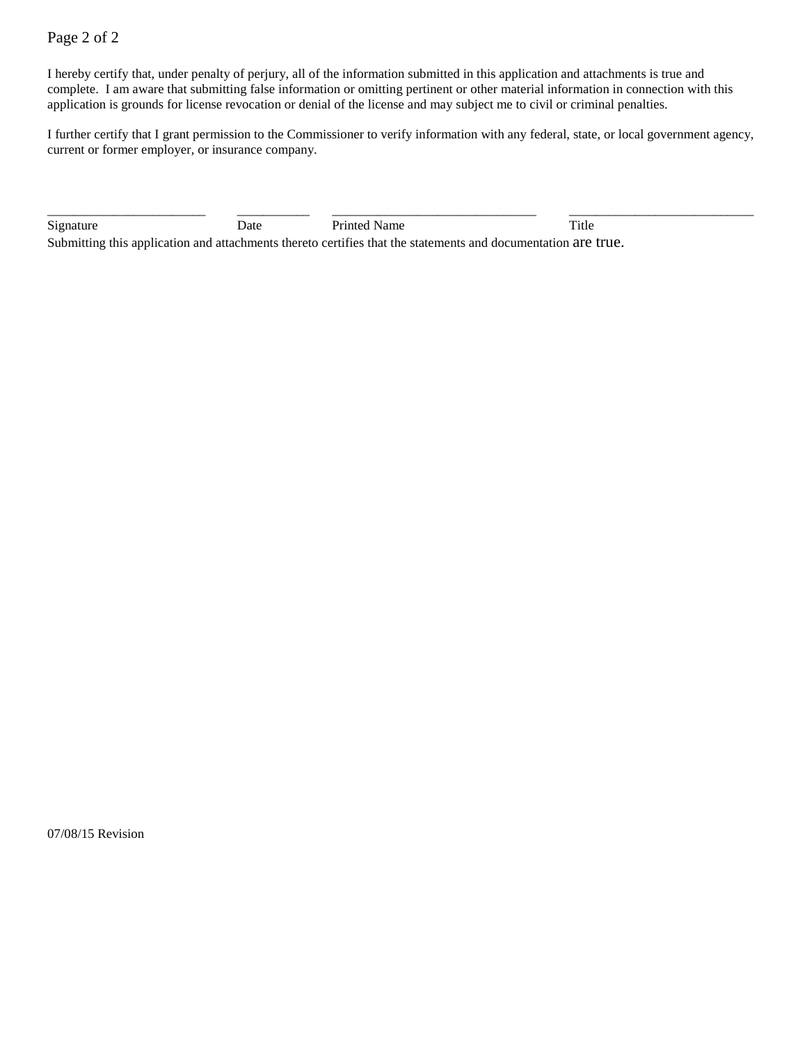I hereby certify that, under penalty of perjury, all of the information submitted in this application and attachments is true and complete. I am aware that submitting false information or omitting pertinent or other material information in connection with this application is grounds for license revocation or denial of the license and may subject me to civil or criminal penalties.

I further certify that I grant permission to the Commissioner to verify information with any federal, state, or local government agency, current or former employer, or insurance company.

| | | | |
|---|---|---|---|
| ________________________ | ___________ | _______________________________ | ____________________________ |
| Signature | Date | Printed Name | Title |

Submitting this application and attachments thereto certifies that the statements and documentation are true.

07/08/15 Revision